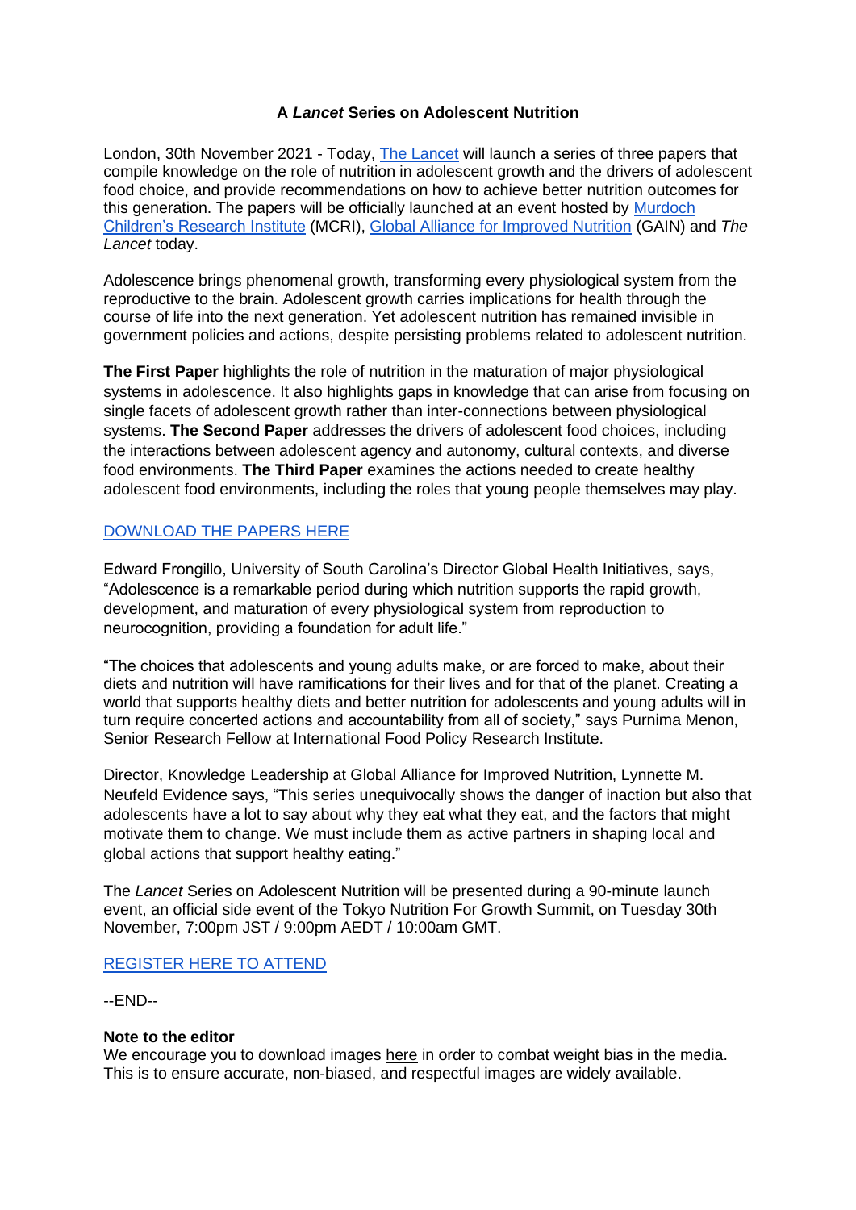# A *Lancet* Series on Adolescent Nutrition

London, 30th November 2021 - Today, The Lancet will launch a series of three papers that compile knowledge on the role of nutrition in adolescent growth and the drivers of adolescent food choice, and provide recommendations on how to achieve better nutrition outcomes for this generation. The papers will be officially launched at an event hosted by Murdoch Children's Research Institute (MCRI), Global Alliance for Improved Nutrition (GAIN) and *The Lancet* today.

Adolescence brings phenomenal growth, transforming every physiological system from the reproductive to the brain. Adolescent growth carries implications for health through the course of life into the next generation. Yet adolescent nutrition has remained invisible in government policies and actions, despite persisting problems related to adolescent nutrition.

**The First Paper** highlights the role of nutrition in the maturation of major physiological systems in adolescence. It also highlights gaps in knowledge that can arise from focusing on single facets of adolescent growth rather than inter-connections between physiological systems. **The Second Paper** addresses the drivers of adolescent food choices, including the interactions between adolescent agency and autonomy, cultural contexts, and diverse food environments. **The Third Paper** examines the actions needed to create healthy adolescent food environments, including the roles that young people themselves may play.

DOWNLOAD THE PAPERS HERE

Edward Frongillo, University of South Carolina's Director Global Health Initiatives, says, "Adolescence is a remarkable period during which nutrition supports the rapid growth, development, and maturation of every physiological system from reproduction to neurocognition, providing a foundation for adult life."

"The choices that adolescents and young adults make, or are forced to make, about their diets and nutrition will have ramifications for their lives and for that of the planet. Creating a world that supports healthy diets and better nutrition for adolescents and young adults will in turn require concerted actions and accountability from all of society," says Purnima Menon, Senior Research Fellow at International Food Policy Research Institute.

Director, Knowledge Leadership at Global Alliance for Improved Nutrition, Lynnette M. Neufeld Evidence says, "This series unequivocally shows the danger of inaction but also that adolescents have a lot to say about why they eat what they eat, and the factors that might motivate them to change. We must include them as active partners in shaping local and global actions that support healthy eating."

The *Lancet* Series on Adolescent Nutrition will be presented during a 90-minute launch event, an official side event of the Tokyo Nutrition For Growth Summit, on Tuesday 30th November, 7:00pm JST / 9:00pm AEDT / 10:00am GMT.

REGISTER HERE TO ATTEND

--END--

**Note to the editor**

We encourage you to download images here in order to combat weight bias in the media. This is to ensure accurate, non-biased, and respectful images are widely available.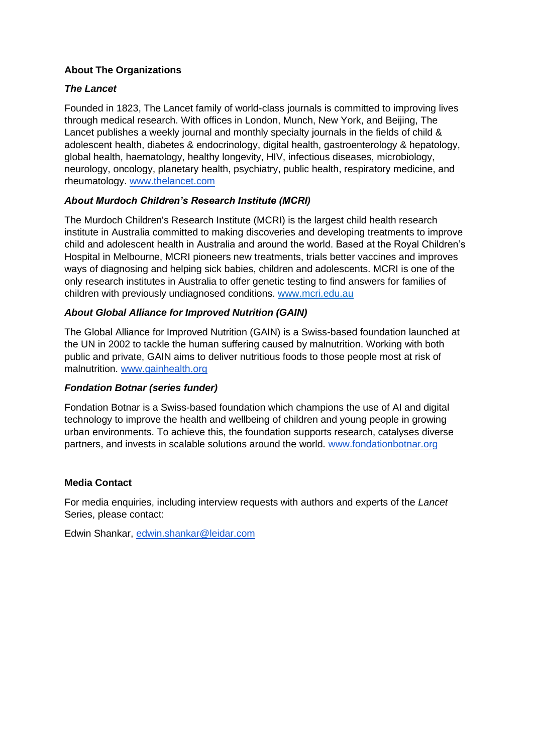**About The Organizations**

***The Lancet***

Founded in 1823, The Lancet family of world-class journals is committed to improving lives through medical research. With offices in London, Munch, New York, and Beijing, The Lancet publishes a weekly journal and monthly specialty journals in the fields of child & adolescent health, diabetes & endocrinology, digital health, gastroenterology & hepatology, global health, haematology, healthy longevity, HIV, infectious diseases, microbiology, neurology, oncology, planetary health, psychiatry, public health, respiratory medicine, and rheumatology. [www.thelancet.com](www.thelancet.com)

***About Murdoch Children's Research Institute (MCRI)***

The Murdoch Children's Research Institute (MCRI) is the largest child health research institute in Australia committed to making discoveries and developing treatments to improve child and adolescent health in Australia and around the world. Based at the Royal Children's Hospital in Melbourne, MCRI pioneers new treatments, trials better vaccines and improves ways of diagnosing and helping sick babies, children and adolescents. MCRI is one of the only research institutes in Australia to offer genetic testing to find answers for families of children with previously undiagnosed conditions. [www.mcri.edu.au](www.mcri.edu.au)

***About Global Alliance for Improved Nutrition (GAIN)***

The Global Alliance for Improved Nutrition (GAIN) is a Swiss-based foundation launched at the UN in 2002 to tackle the human suffering caused by malnutrition. Working with both public and private, GAIN aims to deliver nutritious foods to those people most at risk of malnutrition. [www.gainhealth.org](www.gainhealth.org)

***Fondation Botnar (series funder)***

Fondation Botnar is a Swiss-based foundation which champions the use of AI and digital technology to improve the health and wellbeing of children and young people in growing urban environments. To achieve this, the foundation supports research, catalyses diverse partners, and invests in scalable solutions around the world. [www.fondationbotnar.org](www.fondationbotnar.org)

**Media Contact**

For media enquiries, including interview requests with authors and experts of the *Lancet* Series, please contact:

Edwin Shankar, [edwin.shankar@leidar.com](mailto:edwin.shankar@leidar.com)